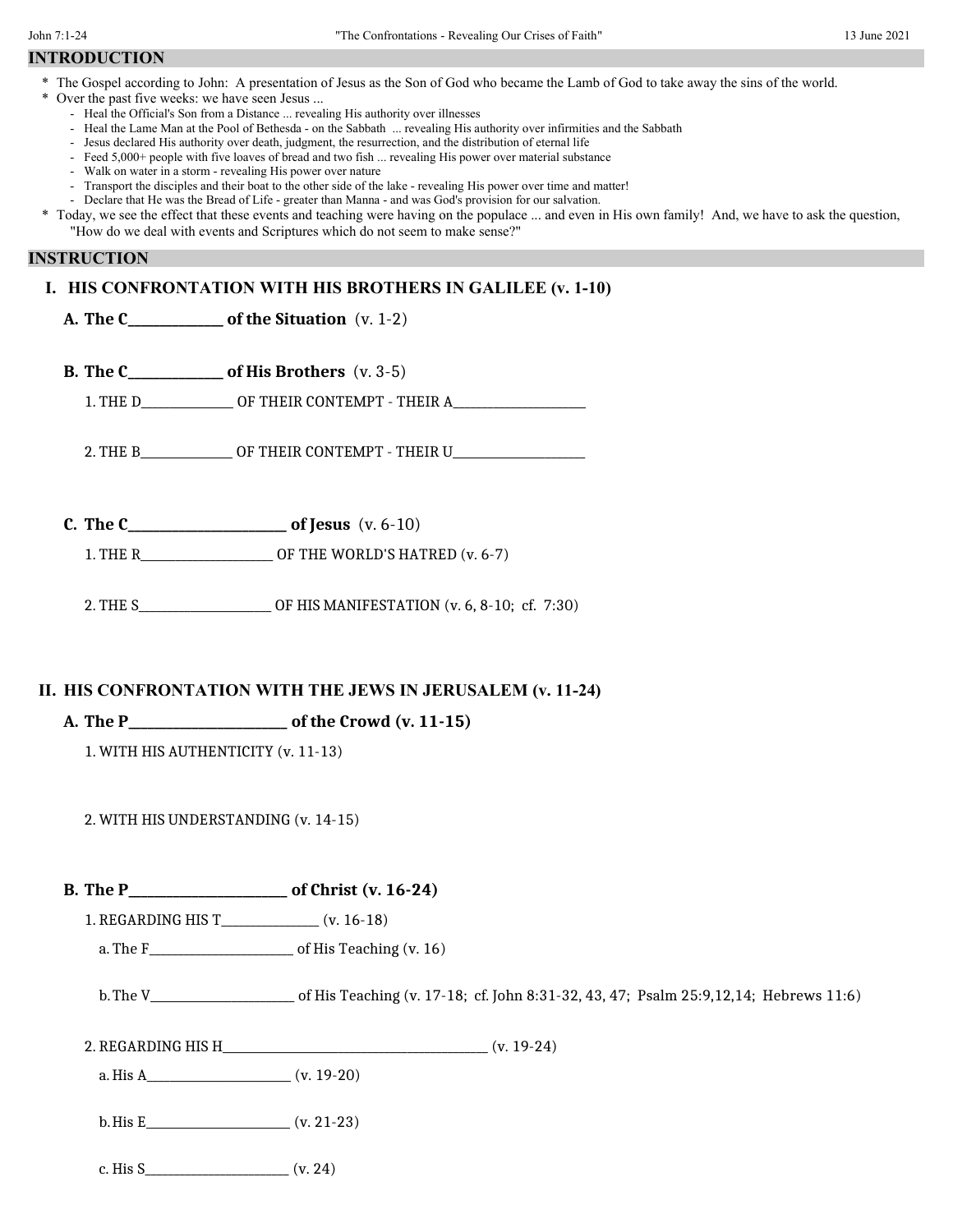John 7:1-24 "The Confrontations - Revealing Our Crises of Faith" 13 June 2021

## INTRODUCTION

* The Gospel according to John: A presentation of Jesus as the Son of God who became the Lamb of God to take away the sins of the world.
* Over the past five weeks: we have seen Jesus ...
  - Heal the Official's Son from a Distance ... revealing His authority over illnesses
  - Heal the Lame Man at the Pool of Bethesda - on the Sabbath ... revealing His authority over infirmities and the Sabbath
  - Jesus declared His authority over death, judgment, the resurrection, and the distribution of eternal life
  - Feed 5,000+ people with five loaves of bread and two fish ... revealing His power over material substance
  - Walk on water in a storm - revealing His power over nature
  - Transport the disciples and their boat to the other side of the lake - revealing His power over time and matter!
  - Declare that He was the Bread of Life - greater than Manna - and was God's provision for our salvation.
* Today, we see the effect that these events and teaching were having on the populace ... and even in His own family! And, we have to ask the question, "How do we deal with events and Scriptures which do not seem to make sense?"

## INSTRUCTION

### I. HIS CONFRONTATION WITH HIS BROTHERS IN GALILEE (v. 1-10)

**A. The C______________ of the Situation** (v. 1-2)

**B. The C______________ of His Brothers** (v. 3-5)

1. THE D______________ OF THEIR CONTEMPT - THEIR A____________________

2. THE B______________ OF THEIR CONTEMPT - THEIR U____________________

**C. The C________________________ of Jesus** (v. 6-10)

1. THE R____________________ OF THE WORLD'S HATRED (v. 6-7)

2. THE S____________________ OF HIS MANIFESTATION (v. 6, 8-10; cf. 7:30)

### II. HIS CONFRONTATION WITH THE JEWS IN JERUSALEM (v. 11-24)

**A. The P________________________ of the Crowd (v. 11-15)**

1. WITH HIS AUTHENTICITY (v. 11-13)

2. WITH HIS UNDERSTANDING (v. 14-15)

**B. The P________________________ of Christ (v. 16-24)**

1. REGARDING HIS T_______________ (v. 16-18)

   a. The F______________________ of His Teaching (v. 16)

   b. The V______________________ of His Teaching (v. 17-18; cf. John 8:31-32, 43, 47; Psalm 25:9,12,14; Hebrews 11:6)

2. REGARDING HIS H__________________________________________ (v. 19-24)

   a. His A______________________ (v. 19-20)

   b. His E______________________ (v. 21-23)

   c. His S______________________ (v. 24)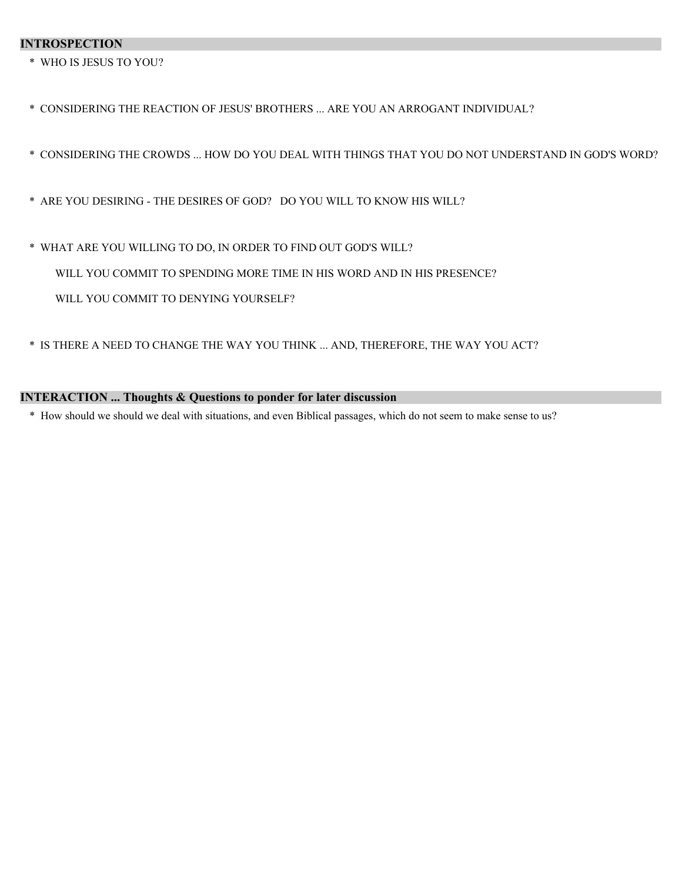## INTROSPECTION

* WHO IS JESUS TO YOU?

* CONSIDERING THE REACTION OF JESUS' BROTHERS ... ARE YOU AN ARROGANT INDIVIDUAL?

* CONSIDERING THE CROWDS ... HOW DO YOU DEAL WITH THINGS THAT YOU DO NOT UNDERSTAND IN GOD'S WORD?

* ARE YOU DESIRING - THE DESIRES OF GOD?   DO YOU WILL TO KNOW HIS WILL?

* WHAT ARE YOU WILLING TO DO, IN ORDER TO FIND OUT GOD'S WILL?

  WILL YOU COMMIT TO SPENDING MORE TIME IN HIS WORD AND IN HIS PRESENCE?

  WILL YOU COMMIT TO DENYING YOURSELF?

* IS THERE A NEED TO CHANGE THE WAY YOU THINK ... AND, THEREFORE, THE WAY YOU ACT?

## INTERACTION ... Thoughts & Questions to ponder for later discussion

* How should we should we deal with situations, and even Biblical passages, which do not seem to make sense to us?